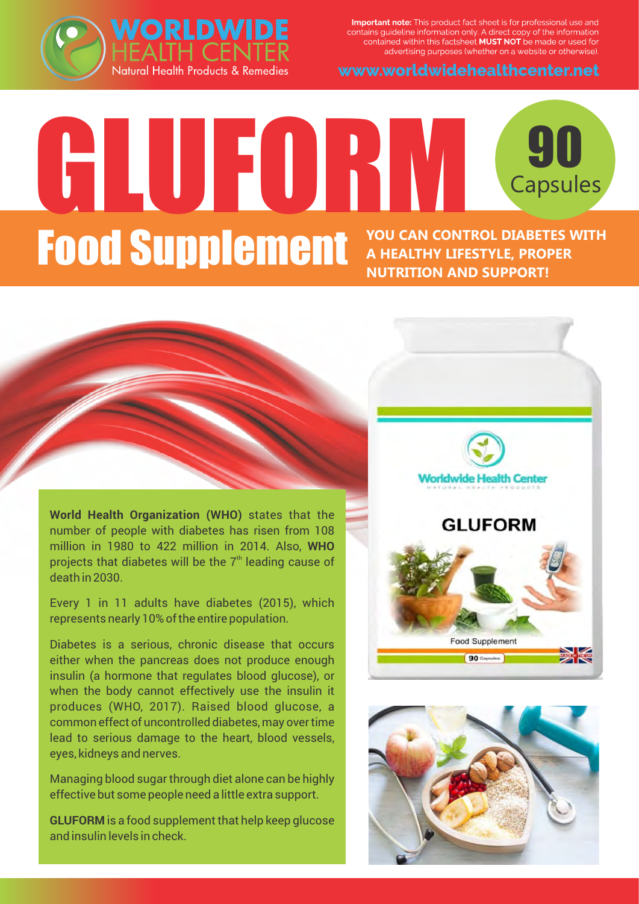**WORLDWIDE HEALTH CENTER**
Natural Health Products & Remedies

**Important note:** This product fact sheet is for professional use and contains guideline information only. A direct copy of the information contained within this factsheet **MUST NOT** be made or used for advertising purposes (whether on a website or otherwise).

www.worldwidehealthcenter.net

# GLUFORM

**90 Capsules**

## Food Supplement

**YOU CAN CONTROL DIABETES WITH A HEALTHY LIFESTYLE, PROPER NUTRITION AND SUPPORT!**

**World Health Organization (WHO)** states that the number of people with diabetes has risen from 108 million in 1980 to 422 million in 2014. Also, **WHO** projects that diabetes will be the 7th leading cause of death in 2030.

Every 1 in 11 adults have diabetes (2015), which represents nearly 10% of the entire population.

Diabetes is a serious, chronic disease that occurs either when the pancreas does not produce enough insulin (a hormone that regulates blood glucose), or when the body cannot effectively use the insulin it produces (WHO, 2017). Raised blood glucose, a common effect of uncontrolled diabetes, may over time lead to serious damage to the heart, blood vessels, eyes, kidneys and nerves.

Managing blood sugar through diet alone can be highly effective but some people need a little extra support.

**GLUFORM** is a food supplement that help keep glucose and insulin levels in check.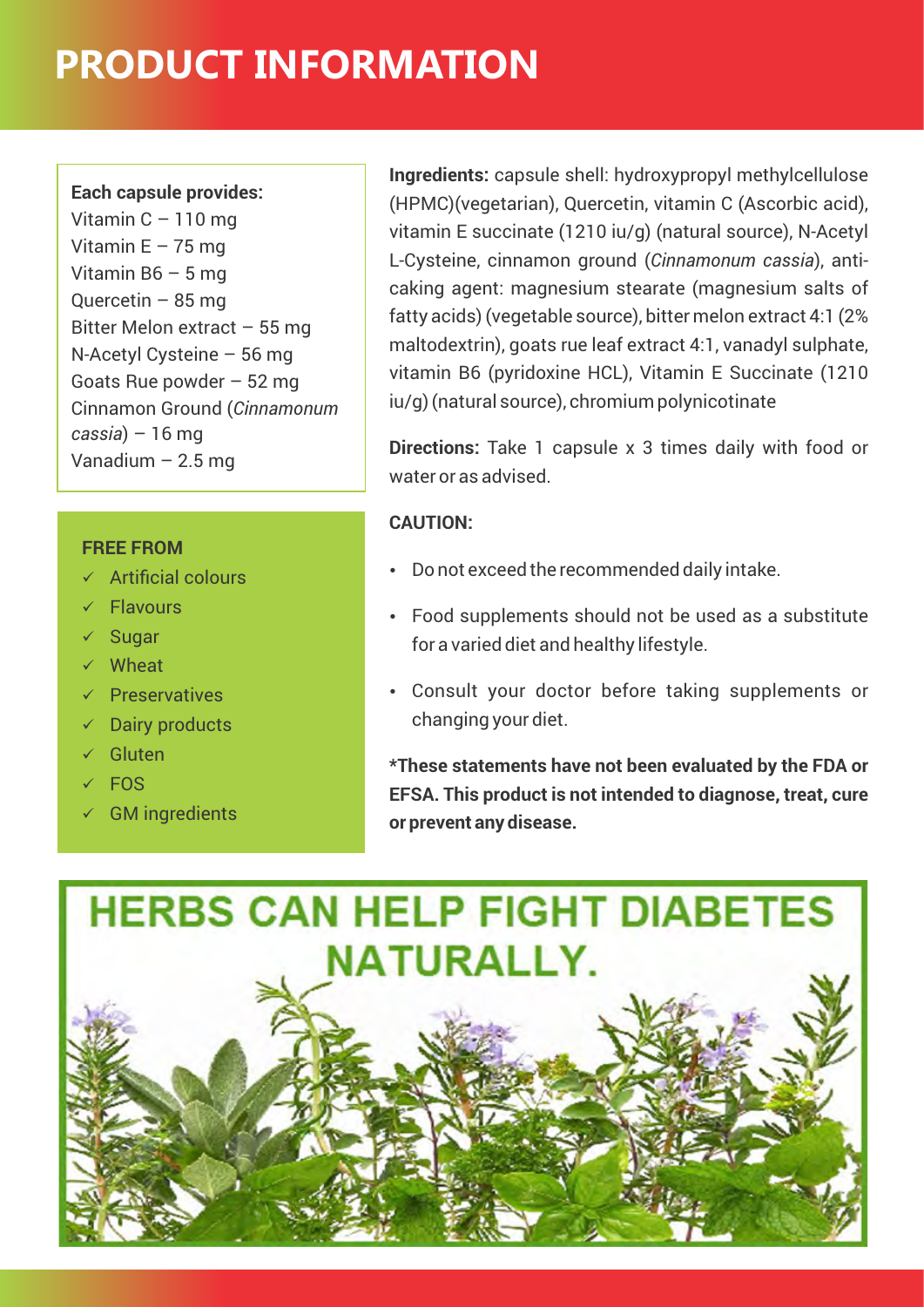# PRODUCT INFORMATION

**Each capsule provides:**

Vitamin C – 110 mg
Vitamin E – 75 mg
Vitamin B6 – 5 mg
Quercetin – 85 mg
Bitter Melon extract – 55 mg
N-Acetyl Cysteine – 56 mg
Goats Rue powder – 52 mg
Cinnamon Ground (*Cinnamonum cassia*) – 16 mg
Vanadium – 2.5 mg

**FREE FROM**

- ✓ Artificial colours
- ✓ Flavours
- ✓ Sugar
- ✓ Wheat
- ✓ Preservatives
- ✓ Dairy products
- ✓ Gluten
- ✓ FOS
- ✓ GM ingredients

**Ingredients:** capsule shell: hydroxypropyl methylcellulose (HPMC)(vegetarian), Quercetin, vitamin C (Ascorbic acid), vitamin E succinate (1210 iu/g) (natural source), N-Acetyl L-Cysteine, cinnamon ground (*Cinnamonum cassia*), anti-caking agent: magnesium stearate (magnesium salts of fatty acids) (vegetable source), bitter melon extract 4:1 (2% maltodextrin), goats rue leaf extract 4:1, vanadyl sulphate, vitamin B6 (pyridoxine HCL), Vitamin E Succinate (1210 iu/g) (natural source), chromium polynicotinate

**Directions:** Take 1 capsule x 3 times daily with food or water or as advised.

**CAUTION:**

- Do not exceed the recommended daily intake.
- Food supplements should not be used as a substitute for a varied diet and healthy lifestyle.
- Consult your doctor before taking supplements or changing your diet.

**\*These statements have not been evaluated by the FDA or EFSA. This product is not intended to diagnose, treat, cure or prevent any disease.**

HERBS CAN HELP FIGHT DIABETES NATURALLY.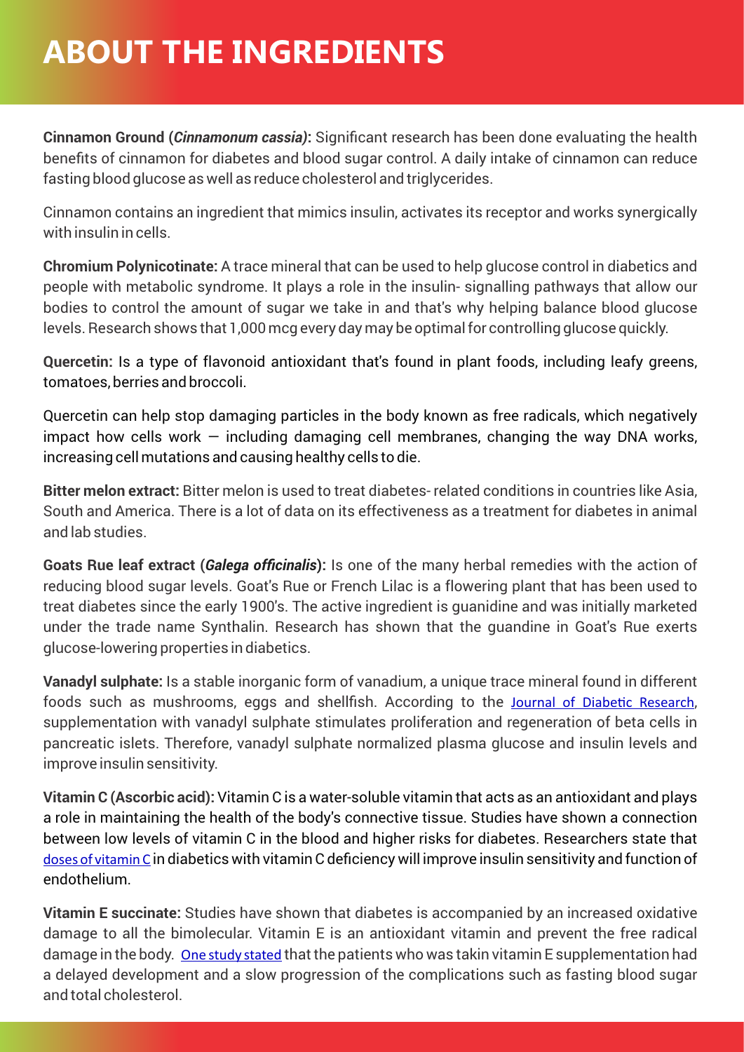# ABOUT THE INGREDIENTS

**Cinnamon Ground (*Cinnamonum cassia*):** Significant research has been done evaluating the health benefits of cinnamon for diabetes and blood sugar control. A daily intake of cinnamon can reduce fasting blood glucose as well as reduce cholesterol and triglycerides.

Cinnamon contains an ingredient that mimics insulin, activates its receptor and works synergically with insulin in cells.

**Chromium Polynicotinate:** A trace mineral that can be used to help glucose control in diabetics and people with metabolic syndrome. It plays a role in the insulin- signalling pathways that allow our bodies to control the amount of sugar we take in and that's why helping balance blood glucose levels. Research shows that 1,000 mcg every day may be optimal for controlling glucose quickly.

**Quercetin:** Is a type of flavonoid antioxidant that's found in plant foods, including leafy greens, tomatoes, berries and broccoli.

Quercetin can help stop damaging particles in the body known as free radicals, which negatively impact how cells work — including damaging cell membranes, changing the way DNA works, increasing cell mutations and causing healthy cells to die.

**Bitter melon extract:** Bitter melon is used to treat diabetes- related conditions in countries like Asia, South and America. There is a lot of data on its effectiveness as a treatment for diabetes in animal and lab studies.

**Goats Rue leaf extract (*Galega officinalis*):** Is one of the many herbal remedies with the action of reducing blood sugar levels. Goat's Rue or French Lilac is a flowering plant that has been used to treat diabetes since the early 1900's. The active ingredient is guanidine and was initially marketed under the trade name Synthalin. Research has shown that the guandine in Goat's Rue exerts glucose-lowering properties in diabetics.

**Vanadyl sulphate:** Is a stable inorganic form of vanadium, a unique trace mineral found in different foods such as mushrooms, eggs and shellfish. According to the Journal of Diabetic Research, supplementation with vanadyl sulphate stimulates proliferation and regeneration of beta cells in pancreatic islets. Therefore, vanadyl sulphate normalized plasma glucose and insulin levels and improve insulin sensitivity.

**Vitamin C (Ascorbic acid):** Vitamin C is a water-soluble vitamin that acts as an antioxidant and plays a role in maintaining the health of the body's connective tissue. Studies have shown a connection between low levels of vitamin C in the blood and higher risks for diabetes. Researchers state that doses of vitamin C in diabetics with vitamin C deficiency will improve insulin sensitivity and function of endothelium.

**Vitamin E succinate:** Studies have shown that diabetes is accompanied by an increased oxidative damage to all the bimolecular. Vitamin E is an antioxidant vitamin and prevent the free radical damage in the body. One study stated that the patients who was takin vitamin E supplementation had a delayed development and a slow progression of the complications such as fasting blood sugar and total cholesterol.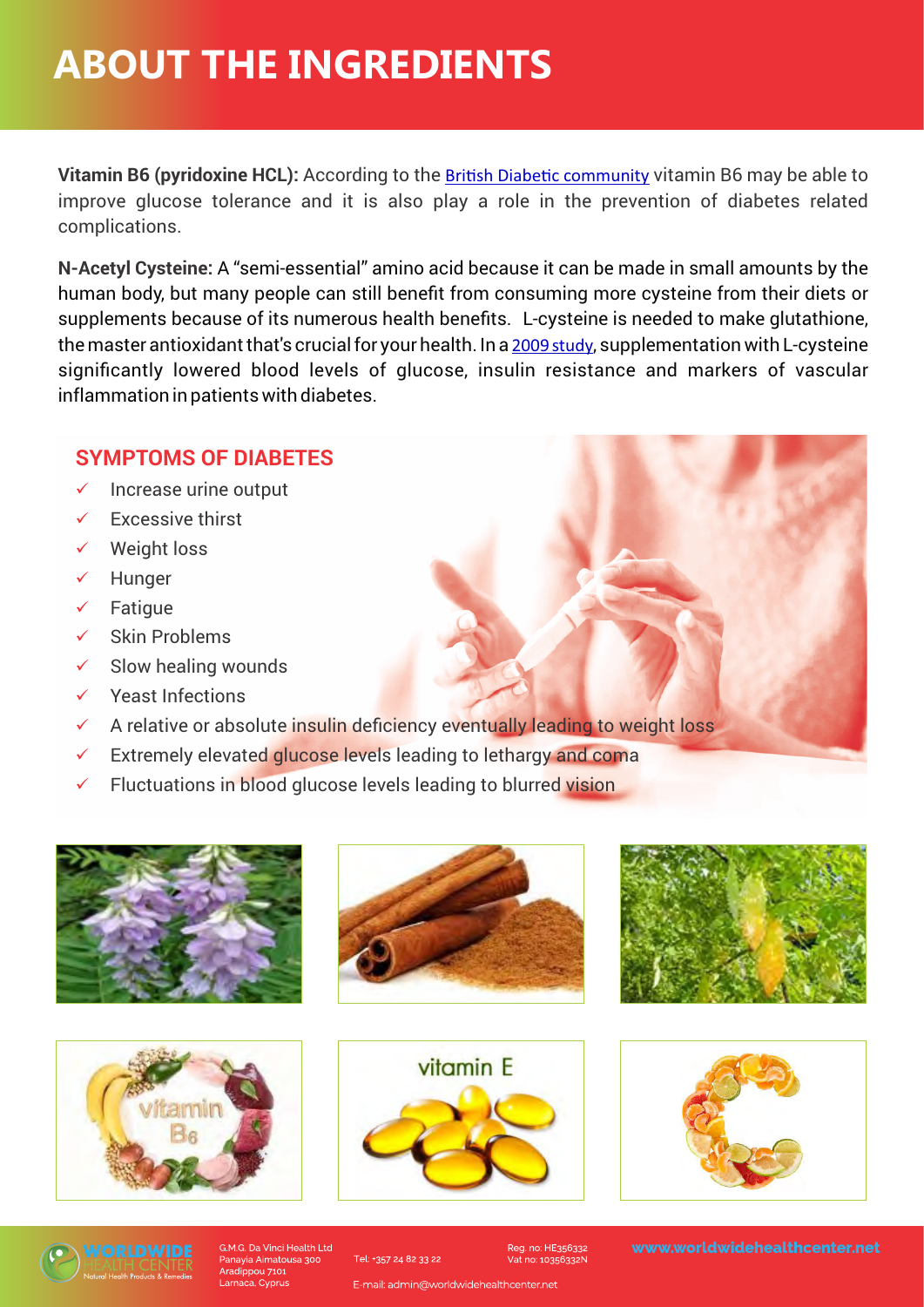# ABOUT THE INGREDIENTS

**Vitamin B6 (pyridoxine HCL):** According to the British Diabetic community vitamin B6 may be able to improve glucose tolerance and it is also play a role in the prevention of diabetes related complications.

**N-Acetyl Cysteine:** A "semi-essential" amino acid because it can be made in small amounts by the human body, but many people can still benefit from consuming more cysteine from their diets or supplements because of its numerous health benefits. L-cysteine is needed to make glutathione, the master antioxidant that's crucial for your health. In a 2009 study, supplementation with L-cysteine significantly lowered blood levels of glucose, insulin resistance and markers of vascular inflammation in patients with diabetes.

## SYMPTOMS OF DIABETES

- ✓ Increase urine output
- ✓ Excessive thirst
- ✓ Weight loss
- ✓ Hunger
- ✓ Fatigue
- ✓ Skin Problems
- ✓ Slow healing wounds
- ✓ Yeast Infections
- ✓ A relative or absolute insulin deficiency eventually leading to weight loss
- ✓ Extremely elevated glucose levels leading to lethargy and coma
- ✓ Fluctuations in blood glucose levels leading to blurred vision